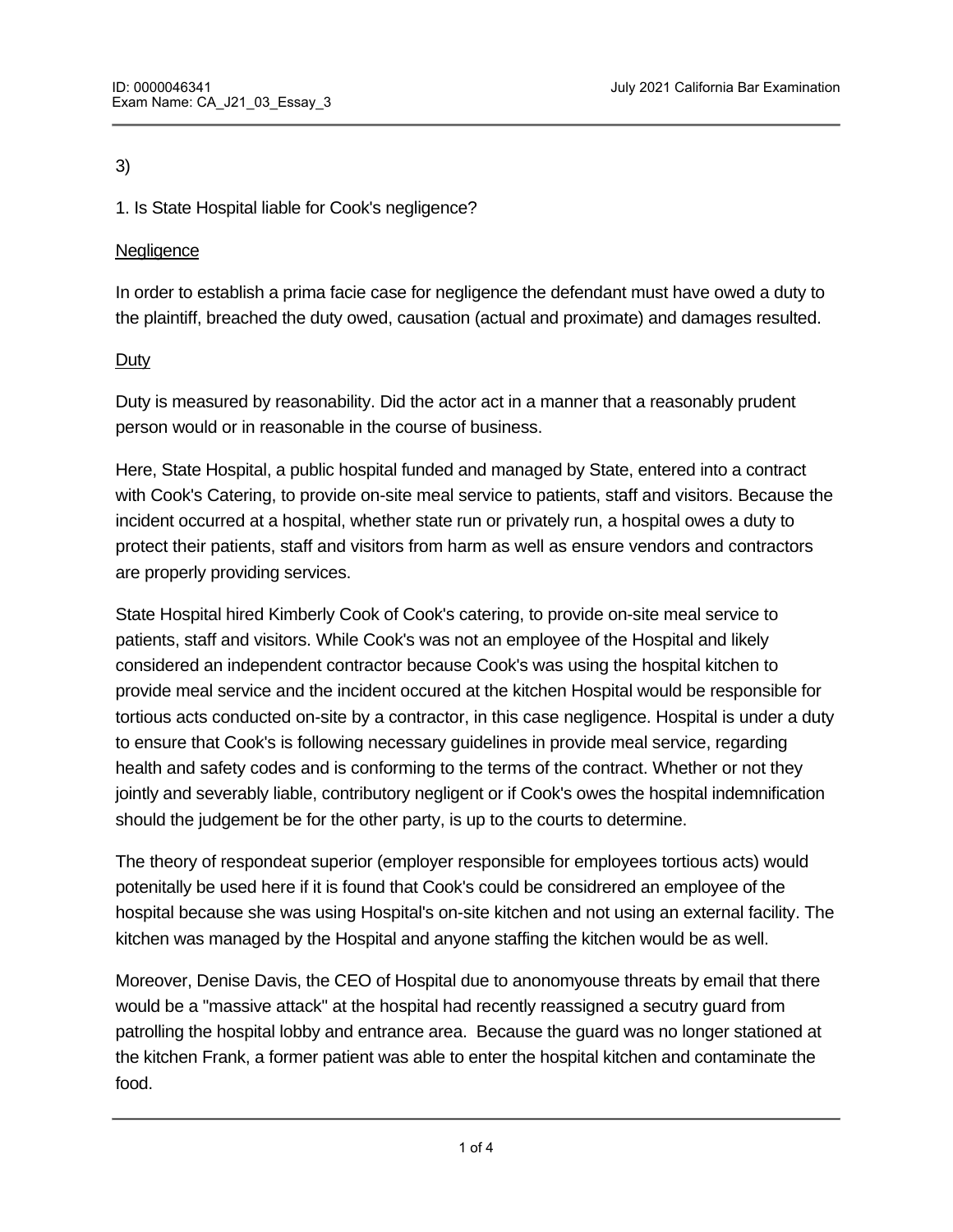3)

1. Is State Hospital liable for Cook's negligence?

Negligence

In order to establish a prima facie case for negligence the defendant must have owed a duty to the plaintiff, breached the duty owed, causation (actual and proximate) and damages resulted.

Duty

Duty is measured by reasonability. Did the actor act in a manner that a reasonably prudent person would or in reasonable in the course of business.

Here, State Hospital, a public hospital funded and managed by State, entered into a contract with Cook's Catering, to provide on-site meal service to patients, staff and visitors. Because the incident occurred at a hospital, whether state run or privately run, a hospital owes a duty to protect their patients, staff and visitors from harm as well as ensure vendors and contractors are properly providing services.

State Hospital hired Kimberly Cook of Cook's catering, to provide on-site meal service to patients, staff and visitors. While Cook's was not an employee of the Hospital and likely considered an independent contractor because Cook's was using the hospital kitchen to provide meal service and the incident occured at the kitchen Hospital would be responsible for tortious acts conducted on-site by a contractor, in this case negligence. Hospital is under a duty to ensure that Cook's is following necessary guidelines in provide meal service, regarding health and safety codes and is conforming to the terms of the contract. Whether or not they jointly and severably liable, contributory negligent or if Cook's owes the hospital indemnification should the judgement be for the other party, is up to the courts to determine.

The theory of respondeat superior (employer responsible for employees tortious acts) would potenitally be used here if it is found that Cook's could be considrered an employee of the hospital because she was using Hospital's on-site kitchen and not using an external facility. The kitchen was managed by the Hospital and anyone staffing the kitchen would be as well.

Moreover, Denise Davis, the CEO of Hospital due to anonomyouse threats by email that there would be a "massive attack" at the hospital had recently reassigned a secutry guard from patrolling the hospital lobby and entrance area. Because the guard was no longer stationed at the kitchen Frank, a former patient was able to enter the hospital kitchen and contaminate the food.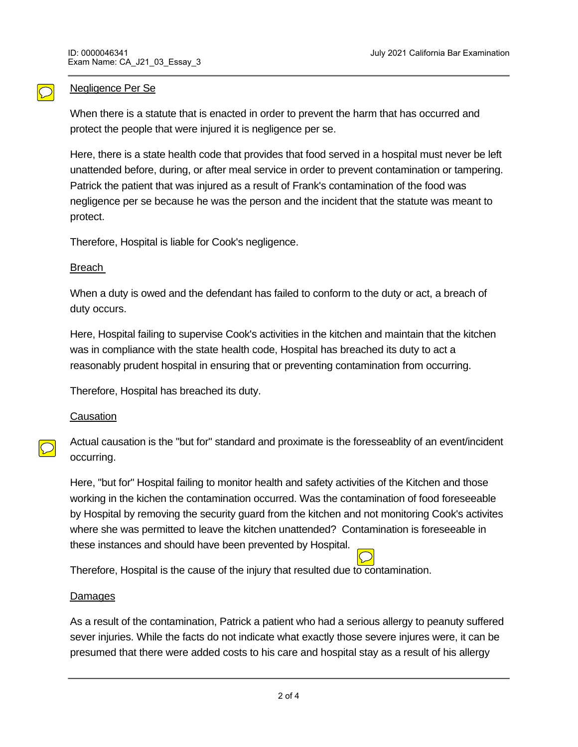Negligence Per Se

When there is a statute that is enacted in order to prevent the harm that has occurred and protect the people that were injured it is negligence per se.

Here, there is a state health code that provides that food served in a hospital must never be left unattended before, during, or after meal service in order to prevent contamination or tampering. Patrick the patient that was injured as a result of Frank's contamination of the food was negligence per se because he was the person and the incident that the statute was meant to protect.

Therefore, Hospital is liable for Cook's negligence.

Breach

When a duty is owed and the defendant has failed to conform to the duty or act, a breach of duty occurs.

Here, Hospital failing to supervise Cook's activities in the kitchen and maintain that the kitchen was in compliance with the state health code, Hospital has breached its duty to act a reasonably prudent hospital in ensuring that or preventing contamination from occurring.

Therefore, Hospital has breached its duty.

Causation

Actual causation is the "but for" standard and proximate is the foresseablity of an event/incident occurring.

Here, "but for" Hospital failing to monitor health and safety activities of the Kitchen and those working in the kichen the contamination occurred. Was the contamination of food foreseeable by Hospital by removing the security guard from the kitchen and not monitoring Cook's activites where she was permitted to leave the kitchen unattended? Contamination is foreseeable in these instances and should have been prevented by Hospital.

Therefore, Hospital is the cause of the injury that resulted due to contamination.

Damages

As a result of the contamination, Patrick a patient who had a serious allergy to peanuty suffered sever injuries. While the facts do not indicate what exactly those severe injures were, it can be presumed that there were added costs to his care and hospital stay as a result of his allergy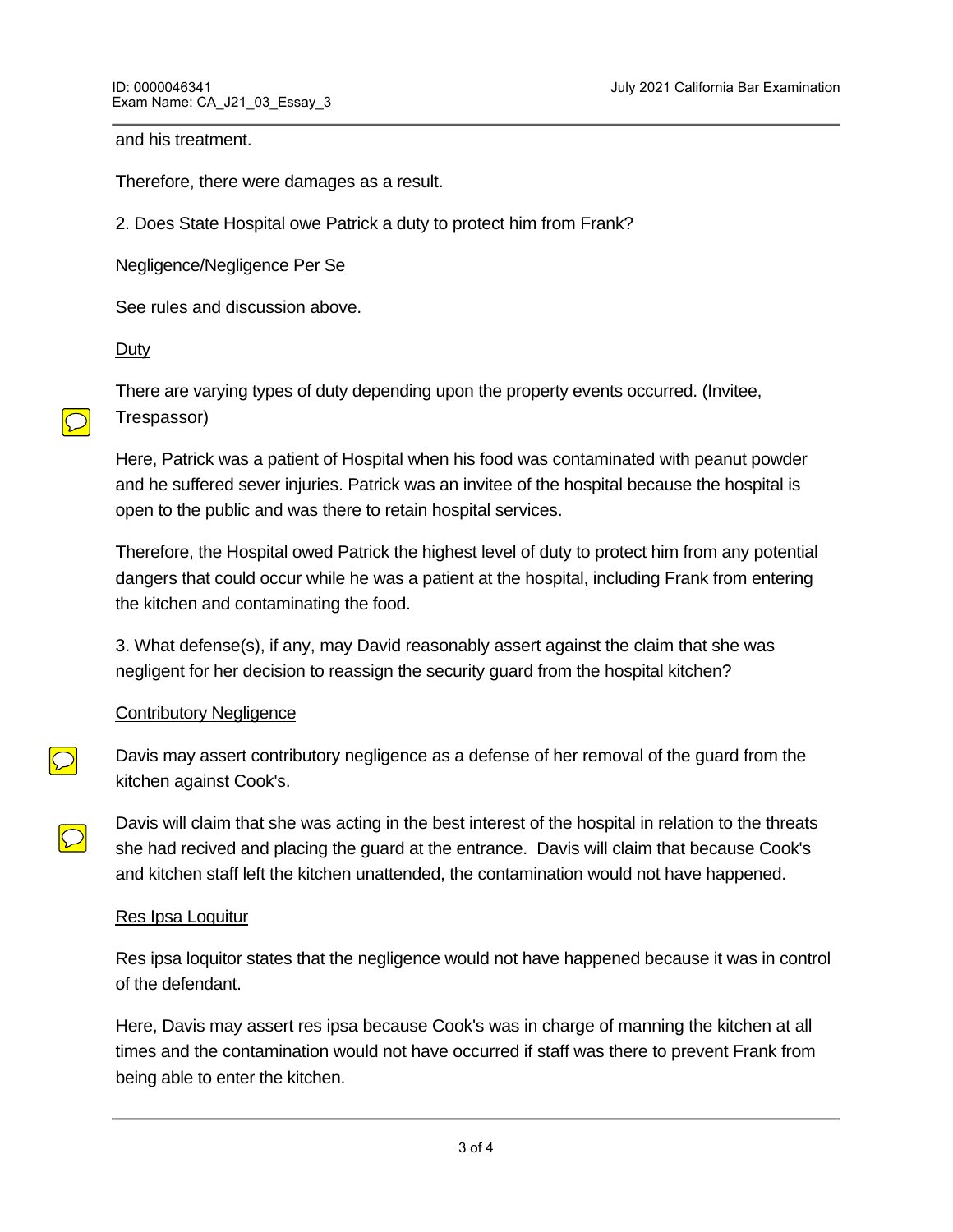and his treatment.

Therefore, there were damages as a result.

2. Does State Hospital owe Patrick a duty to protect him from Frank?

Negligence/Negligence Per Se

See rules and discussion above.

Duty

There are varying types of duty depending upon the property events occurred. (Invitee, Trespassor)

Here, Patrick was a patient of Hospital when his food was contaminated with peanut powder and he suffered sever injuries. Patrick was an invitee of the hospital because the hospital is open to the public and was there to retain hospital services.

Therefore, the Hospital owed Patrick the highest level of duty to protect him from any potential dangers that could occur while he was a patient at the hospital, including Frank from entering the kitchen and contaminating the food.

3. What defense(s), if any, may David reasonably assert against the claim that she was negligent for her decision to reassign the security guard from the hospital kitchen?

Contributory Negligence

Davis may assert contributory negligence as a defense of her removal of the guard from the kitchen against Cook's.

Davis will claim that she was acting in the best interest of the hospital in relation to the threats she had recived and placing the guard at the entrance. Davis will claim that because Cook's and kitchen staff left the kitchen unattended, the contamination would not have happened.

Res Ipsa Loquitur

Res ipsa loquitor states that the negligence would not have happened because it was in control of the defendant.

Here, Davis may assert res ipsa because Cook's was in charge of manning the kitchen at all times and the contamination would not have occurred if staff was there to prevent Frank from being able to enter the kitchen.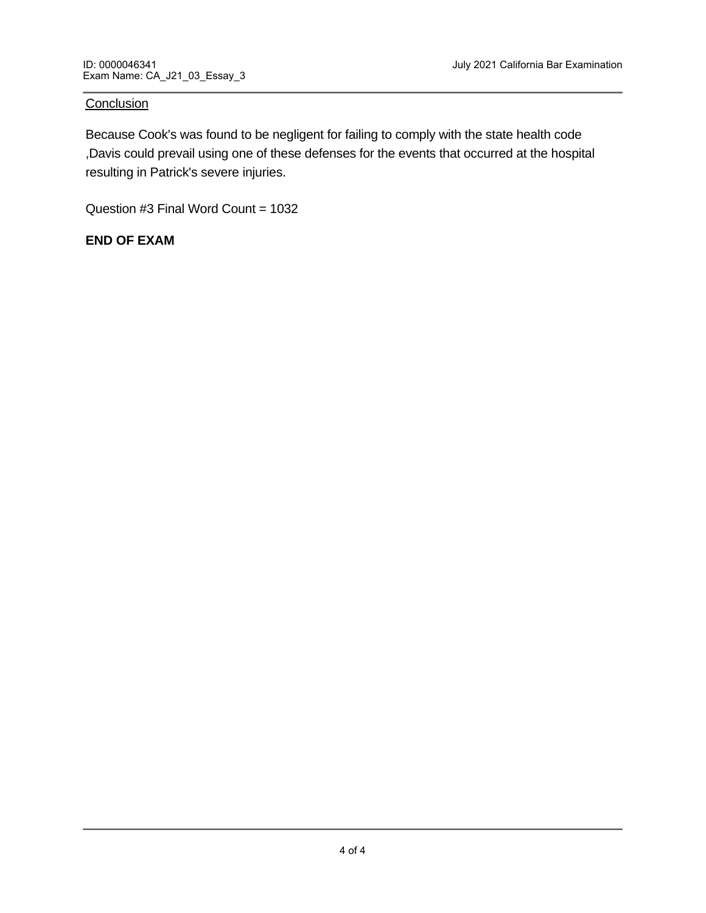Conclusion

Because Cook's was found to be negligent for failing to comply with the state health code ,Davis could prevail using one of these defenses for the events that occurred at the hospital resulting in Patrick's severe injuries.

Question #3 Final Word Count = 1032

**END OF EXAM**